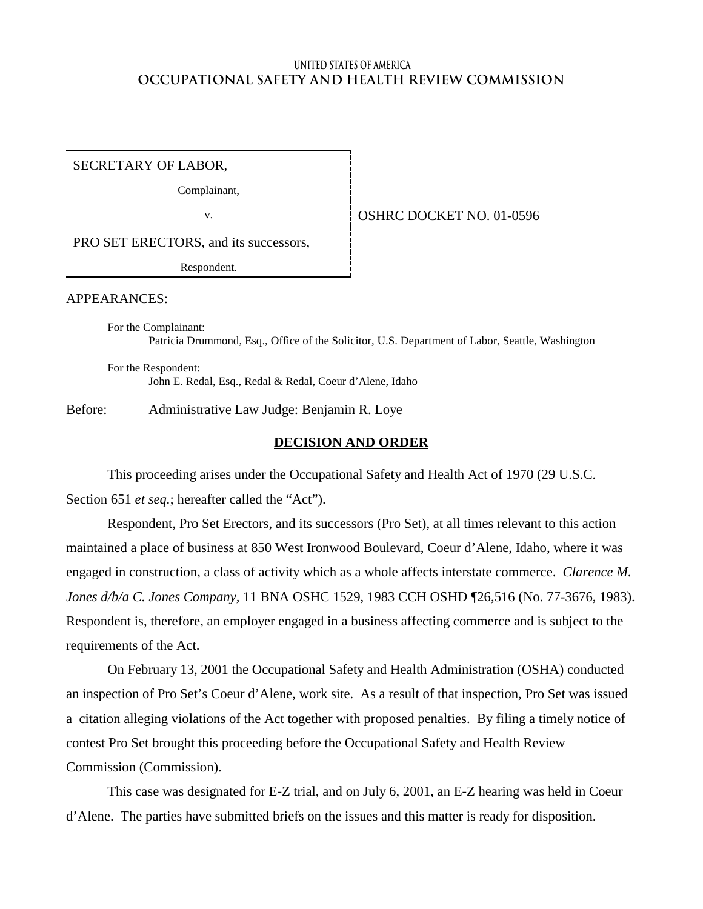UNITED STATES OF AMERICA

**OCCUPATIONAL SAFETY AND HEALTH REVIEW COMMISSION**

SECRETARY OF LABOR,

Complainant,

v.

PRO SET ERECTORS, and its successors,

Respondent.

OSHRC DOCKET NO. 01-0596

APPEARANCES:

For the Complainant:
Patricia Drummond, Esq., Office of the Solicitor, U.S. Department of Labor, Seattle, Washington

For the Respondent:
John E. Redal, Esq., Redal & Redal, Coeur d'Alene, Idaho

Before: Administrative Law Judge: Benjamin R. Loye

## DECISION AND ORDER

This proceeding arises under the Occupational Safety and Health Act of 1970 (29 U.S.C. Section 651 *et seq.*; hereafter called the "Act").

Respondent, Pro Set Erectors, and its successors (Pro Set), at all times relevant to this action maintained a place of business at 850 West Ironwood Boulevard, Coeur d'Alene, Idaho, where it was engaged in construction, a class of activity which as a whole affects interstate commerce. *Clarence M. Jones d/b/a C. Jones Company*, 11 BNA OSHC 1529, 1983 CCH OSHD ¶26,516 (No. 77-3676, 1983). Respondent is, therefore, an employer engaged in a business affecting commerce and is subject to the requirements of the Act.

On February 13, 2001 the Occupational Safety and Health Administration (OSHA) conducted an inspection of Pro Set's Coeur d'Alene, work site. As a result of that inspection, Pro Set was issued a citation alleging violations of the Act together with proposed penalties. By filing a timely notice of contest Pro Set brought this proceeding before the Occupational Safety and Health Review Commission (Commission).

This case was designated for E-Z trial, and on July 6, 2001, an E-Z hearing was held in Coeur d'Alene. The parties have submitted briefs on the issues and this matter is ready for disposition.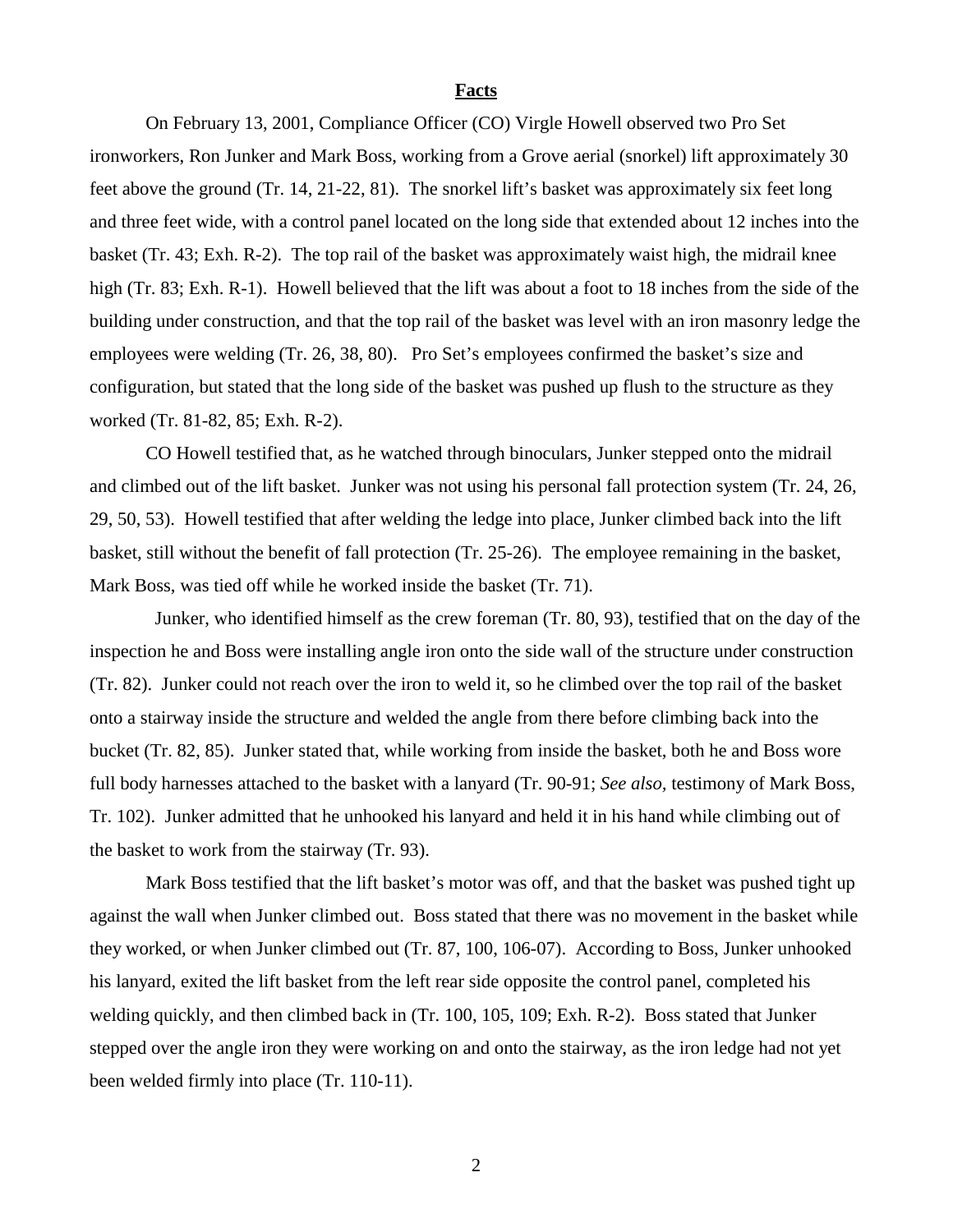## Facts

On February 13, 2001, Compliance Officer (CO) Virgle Howell observed two Pro Set ironworkers, Ron Junker and Mark Boss, working from a Grove aerial (snorkel) lift approximately 30 feet above the ground (Tr. 14, 21-22, 81). The snorkel lift's basket was approximately six feet long and three feet wide, with a control panel located on the long side that extended about 12 inches into the basket (Tr. 43; Exh. R-2). The top rail of the basket was approximately waist high, the midrail knee high (Tr. 83; Exh. R-1). Howell believed that the lift was about a foot to 18 inches from the side of the building under construction, and that the top rail of the basket was level with an iron masonry ledge the employees were welding (Tr. 26, 38, 80). Pro Set's employees confirmed the basket's size and configuration, but stated that the long side of the basket was pushed up flush to the structure as they worked (Tr. 81-82, 85; Exh. R-2).

CO Howell testified that, as he watched through binoculars, Junker stepped onto the midrail and climbed out of the lift basket. Junker was not using his personal fall protection system (Tr. 24, 26, 29, 50, 53). Howell testified that after welding the ledge into place, Junker climbed back into the lift basket, still without the benefit of fall protection (Tr. 25-26). The employee remaining in the basket, Mark Boss, was tied off while he worked inside the basket (Tr. 71).

Junker, who identified himself as the crew foreman (Tr. 80, 93), testified that on the day of the inspection he and Boss were installing angle iron onto the side wall of the structure under construction (Tr. 82). Junker could not reach over the iron to weld it, so he climbed over the top rail of the basket onto a stairway inside the structure and welded the angle from there before climbing back into the bucket (Tr. 82, 85). Junker stated that, while working from inside the basket, both he and Boss wore full body harnesses attached to the basket with a lanyard (Tr. 90-91; *See also*, testimony of Mark Boss, Tr. 102). Junker admitted that he unhooked his lanyard and held it in his hand while climbing out of the basket to work from the stairway (Tr. 93).

Mark Boss testified that the lift basket's motor was off, and that the basket was pushed tight up against the wall when Junker climbed out. Boss stated that there was no movement in the basket while they worked, or when Junker climbed out (Tr. 87, 100, 106-07). According to Boss, Junker unhooked his lanyard, exited the lift basket from the left rear side opposite the control panel, completed his welding quickly, and then climbed back in (Tr. 100, 105, 109; Exh. R-2). Boss stated that Junker stepped over the angle iron they were working on and onto the stairway, as the iron ledge had not yet been welded firmly into place (Tr. 110-11).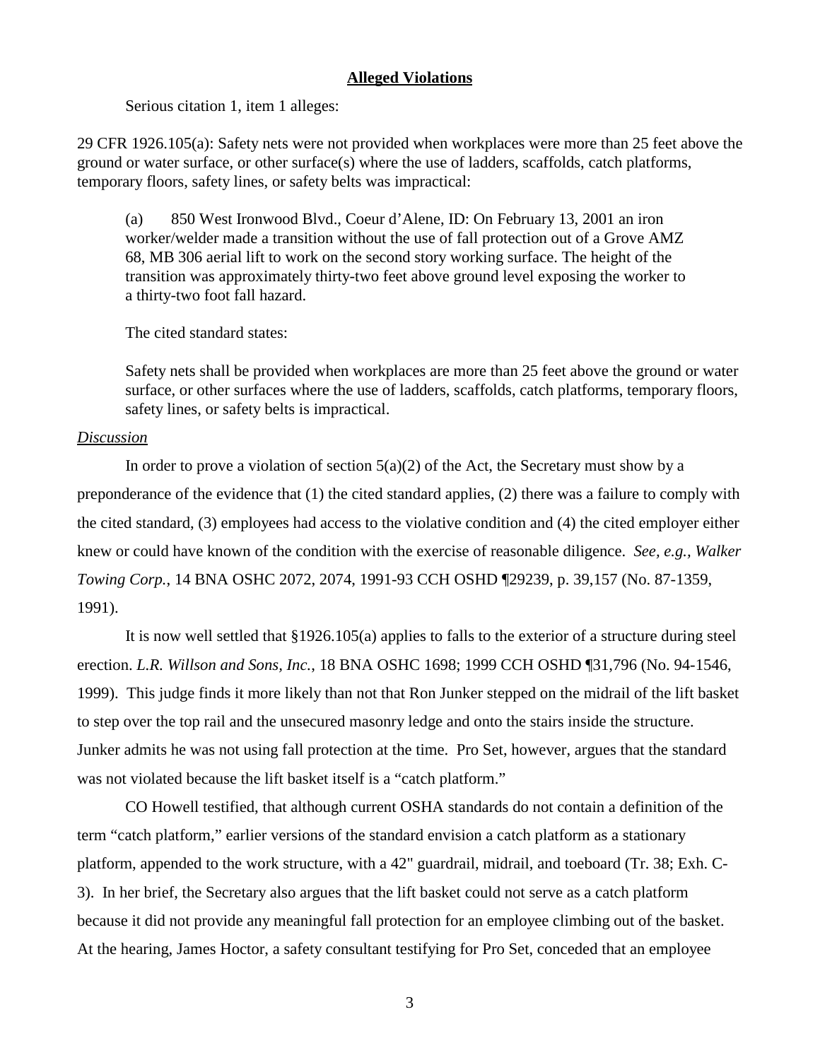**Alleged Violations**

Serious citation 1, item 1 alleges:

29 CFR 1926.105(a): Safety nets were not provided when workplaces were more than 25 feet above the ground or water surface, or other surface(s) where the use of ladders, scaffolds, catch platforms, temporary floors, safety lines, or safety belts was impractical:

> (a) 850 West Ironwood Blvd., Coeur d'Alene, ID: On February 13, 2001 an iron worker/welder made a transition without the use of fall protection out of a Grove AMZ 68, MB 306 aerial lift to work on the second story working surface. The height of the transition was approximately thirty-two feet above ground level exposing the worker to a thirty-two foot fall hazard.
>
> The cited standard states:
>
> Safety nets shall be provided when workplaces are more than 25 feet above the ground or water surface, or other surfaces where the use of ladders, scaffolds, catch platforms, temporary floors, safety lines, or safety belts is impractical.

*Discussion*

In order to prove a violation of section 5(a)(2) of the Act, the Secretary must show by a preponderance of the evidence that (1) the cited standard applies, (2) there was a failure to comply with the cited standard, (3) employees had access to the violative condition and (4) the cited employer either knew or could have known of the condition with the exercise of reasonable diligence. *See, e.g., Walker Towing Corp.*, 14 BNA OSHC 2072, 2074, 1991-93 CCH OSHD ¶29239, p. 39,157 (No. 87-1359, 1991).

It is now well settled that §1926.105(a) applies to falls to the exterior of a structure during steel erection. *L.R. Willson and Sons, Inc.*, 18 BNA OSHC 1698; 1999 CCH OSHD ¶31,796 (No. 94-1546, 1999). This judge finds it more likely than not that Ron Junker stepped on the midrail of the lift basket to step over the top rail and the unsecured masonry ledge and onto the stairs inside the structure. Junker admits he was not using fall protection at the time. Pro Set, however, argues that the standard was not violated because the lift basket itself is a "catch platform."

CO Howell testified, that although current OSHA standards do not contain a definition of the term "catch platform," earlier versions of the standard envision a catch platform as a stationary platform, appended to the work structure, with a 42" guardrail, midrail, and toeboard (Tr. 38; Exh. C-3). In her brief, the Secretary also argues that the lift basket could not serve as a catch platform because it did not provide any meaningful fall protection for an employee climbing out of the basket. At the hearing, James Hoctor, a safety consultant testifying for Pro Set, conceded that an employee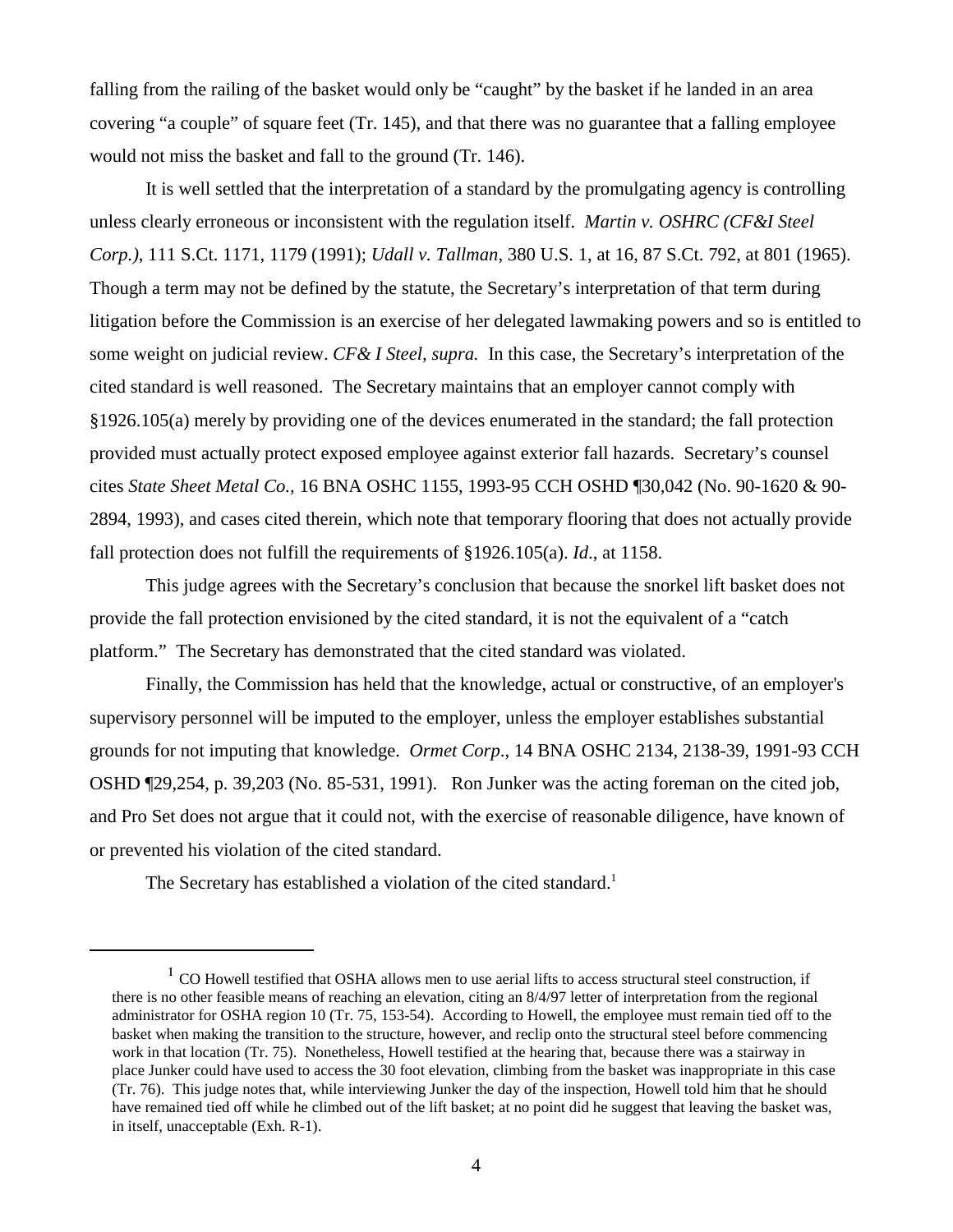falling from the railing of the basket would only be "caught" by the basket if he landed in an area covering "a couple" of square feet (Tr. 145), and that there was no guarantee that a falling employee would not miss the basket and fall to the ground (Tr. 146).

It is well settled that the interpretation of a standard by the promulgating agency is controlling unless clearly erroneous or inconsistent with the regulation itself. *Martin v. OSHRC (CF&I Steel Corp.)*, 111 S.Ct. 1171, 1179 (1991); *Udall v. Tallman*, 380 U.S. 1, at 16, 87 S.Ct. 792, at 801 (1965). Though a term may not be defined by the statute, the Secretary's interpretation of that term during litigation before the Commission is an exercise of her delegated lawmaking powers and so is entitled to some weight on judicial review. *CF& I Steel, supra.* In this case, the Secretary's interpretation of the cited standard is well reasoned. The Secretary maintains that an employer cannot comply with §1926.105(a) merely by providing one of the devices enumerated in the standard; the fall protection provided must actually protect exposed employee against exterior fall hazards. Secretary's counsel cites *State Sheet Metal Co.,* 16 BNA OSHC 1155, 1993-95 CCH OSHD ¶30,042 (No. 90-1620 & 90-2894, 1993), and cases cited therein, which note that temporary flooring that does not actually provide fall protection does not fulfill the requirements of §1926.105(a). *Id*., at 1158.

This judge agrees with the Secretary's conclusion that because the snorkel lift basket does not provide the fall protection envisioned by the cited standard, it is not the equivalent of a "catch platform." The Secretary has demonstrated that the cited standard was violated.

Finally, the Commission has held that the knowledge, actual or constructive, of an employer's supervisory personnel will be imputed to the employer, unless the employer establishes substantial grounds for not imputing that knowledge. *Ormet Corp*., 14 BNA OSHC 2134, 2138-39, 1991-93 CCH OSHD ¶29,254, p. 39,203 (No. 85-531, 1991). Ron Junker was the acting foreman on the cited job, and Pro Set does not argue that it could not, with the exercise of reasonable diligence, have known of or prevented his violation of the cited standard.

The Secretary has established a violation of the cited standard.[1]

---

[1] CO Howell testified that OSHA allows men to use aerial lifts to access structural steel construction, if there is no other feasible means of reaching an elevation, citing an 8/4/97 letter of interpretation from the regional administrator for OSHA region 10 (Tr. 75, 153-54). According to Howell, the employee must remain tied off to the basket when making the transition to the structure, however, and reclip onto the structural steel before commencing work in that location (Tr. 75). Nonetheless, Howell testified at the hearing that, because there was a stairway in place Junker could have used to access the 30 foot elevation, climbing from the basket was inappropriate in this case (Tr. 76). This judge notes that, while interviewing Junker the day of the inspection, Howell told him that he should have remained tied off while he climbed out of the lift basket; at no point did he suggest that leaving the basket was, in itself, unacceptable (Exh. R-1).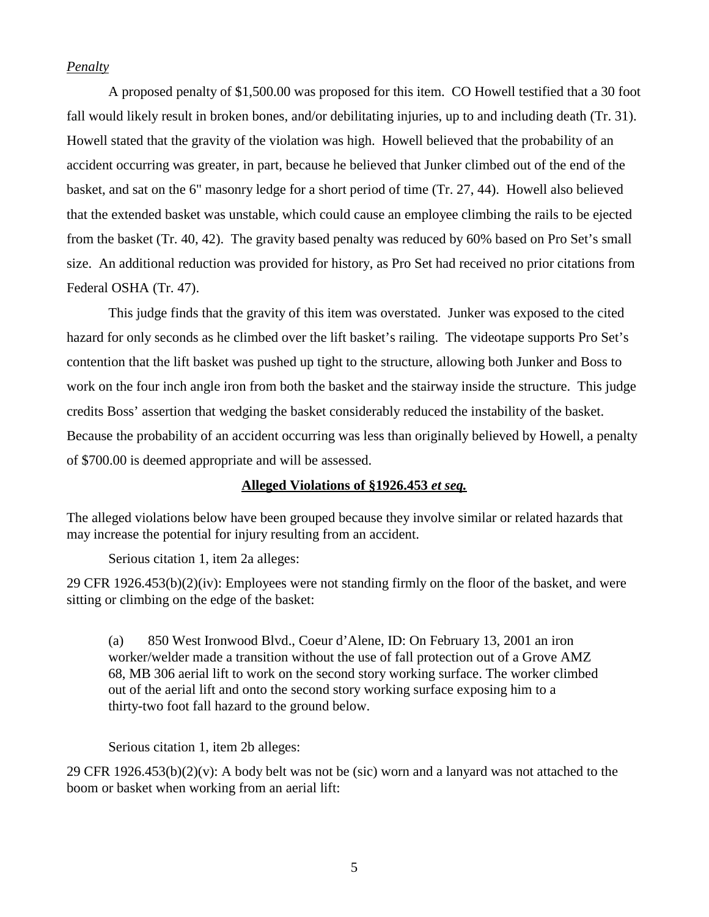*Penalty*

A proposed penalty of $1,500.00 was proposed for this item. CO Howell testified that a 30 foot fall would likely result in broken bones, and/or debilitating injuries, up to and including death (Tr. 31). Howell stated that the gravity of the violation was high. Howell believed that the probability of an accident occurring was greater, in part, because he believed that Junker climbed out of the end of the basket, and sat on the 6" masonry ledge for a short period of time (Tr. 27, 44). Howell also believed that the extended basket was unstable, which could cause an employee climbing the rails to be ejected from the basket (Tr. 40, 42). The gravity based penalty was reduced by 60% based on Pro Set's small size. An additional reduction was provided for history, as Pro Set had received no prior citations from Federal OSHA (Tr. 47).

This judge finds that the gravity of this item was overstated. Junker was exposed to the cited hazard for only seconds as he climbed over the lift basket's railing. The videotape supports Pro Set's contention that the lift basket was pushed up tight to the structure, allowing both Junker and Boss to work on the four inch angle iron from both the basket and the stairway inside the structure. This judge credits Boss' assertion that wedging the basket considerably reduced the instability of the basket. Because the probability of an accident occurring was less than originally believed by Howell, a penalty of $700.00 is deemed appropriate and will be assessed.

**Alleged Violations of §1926.453 *et seq.***

The alleged violations below have been grouped because they involve similar or related hazards that may increase the potential for injury resulting from an accident.

Serious citation 1, item 2a alleges:

29 CFR 1926.453(b)(2)(iv): Employees were not standing firmly on the floor of the basket, and were sitting or climbing on the edge of the basket:

> (a) 850 West Ironwood Blvd., Coeur d'Alene, ID: On February 13, 2001 an iron worker/welder made a transition without the use of fall protection out of a Grove AMZ 68, MB 306 aerial lift to work on the second story working surface. The worker climbed out of the aerial lift and onto the second story working surface exposing him to a thirty-two foot fall hazard to the ground below.

Serious citation 1, item 2b alleges:

29 CFR 1926.453(b)(2)(v): A body belt was not be (sic) worn and a lanyard was not attached to the boom or basket when working from an aerial lift: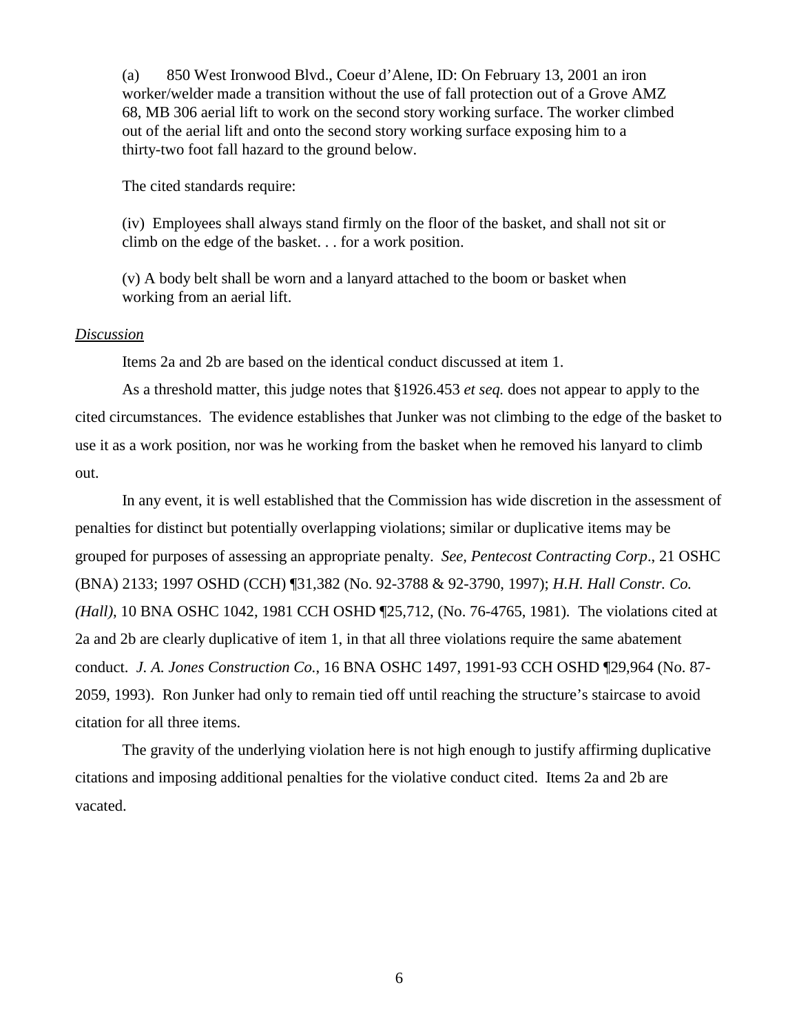(a) 850 West Ironwood Blvd., Coeur d'Alene, ID: On February 13, 2001 an iron worker/welder made a transition without the use of fall protection out of a Grove AMZ 68, MB 306 aerial lift to work on the second story working surface. The worker climbed out of the aerial lift and onto the second story working surface exposing him to a thirty-two foot fall hazard to the ground below.

The cited standards require:

(iv) Employees shall always stand firmly on the floor of the basket, and shall not sit or climb on the edge of the basket. . . for a work position.

(v) A body belt shall be worn and a lanyard attached to the boom or basket when working from an aerial lift.

*Discussion*

Items 2a and 2b are based on the identical conduct discussed at item 1.

As a threshold matter, this judge notes that §1926.453 *et seq.* does not appear to apply to the cited circumstances. The evidence establishes that Junker was not climbing to the edge of the basket to use it as a work position, nor was he working from the basket when he removed his lanyard to climb out.

In any event, it is well established that the Commission has wide discretion in the assessment of penalties for distinct but potentially overlapping violations; similar or duplicative items may be grouped for purposes of assessing an appropriate penalty. *See, Pentecost Contracting Corp*., 21 OSHC (BNA) 2133; 1997 OSHD (CCH) ¶31,382 (No. 92-3788 & 92-3790, 1997); *H.H. Hall Constr. Co. (Hall)*, 10 BNA OSHC 1042, 1981 CCH OSHD ¶25,712, (No. 76-4765, 1981). The violations cited at 2a and 2b are clearly duplicative of item 1, in that all three violations require the same abatement conduct. *J. A. Jones Construction Co.*, 16 BNA OSHC 1497, 1991-93 CCH OSHD ¶29,964 (No. 87-2059, 1993). Ron Junker had only to remain tied off until reaching the structure's staircase to avoid citation for all three items.

The gravity of the underlying violation here is not high enough to justify affirming duplicative citations and imposing additional penalties for the violative conduct cited. Items 2a and 2b are vacated.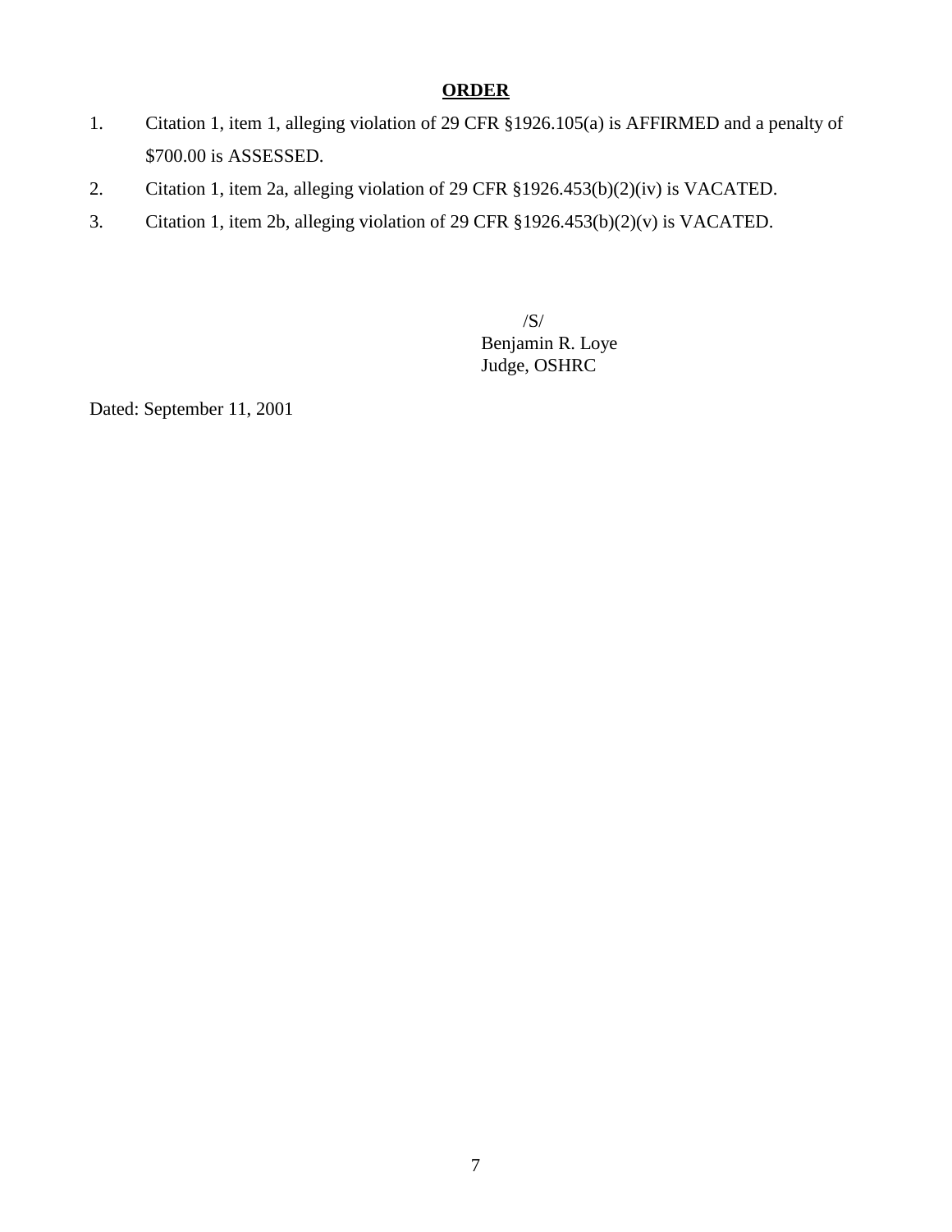## ORDER

1. Citation 1, item 1, alleging violation of 29 CFR §1926.105(a) is AFFIRMED and a penalty of $700.00 is ASSESSED.
2. Citation 1, item 2a, alleging violation of 29 CFR §1926.453(b)(2)(iv) is VACATED.
3. Citation 1, item 2b, alleging violation of 29 CFR §1926.453(b)(2)(v) is VACATED.

/S/
Benjamin R. Loye
Judge, OSHRC

Dated: September 11, 2001